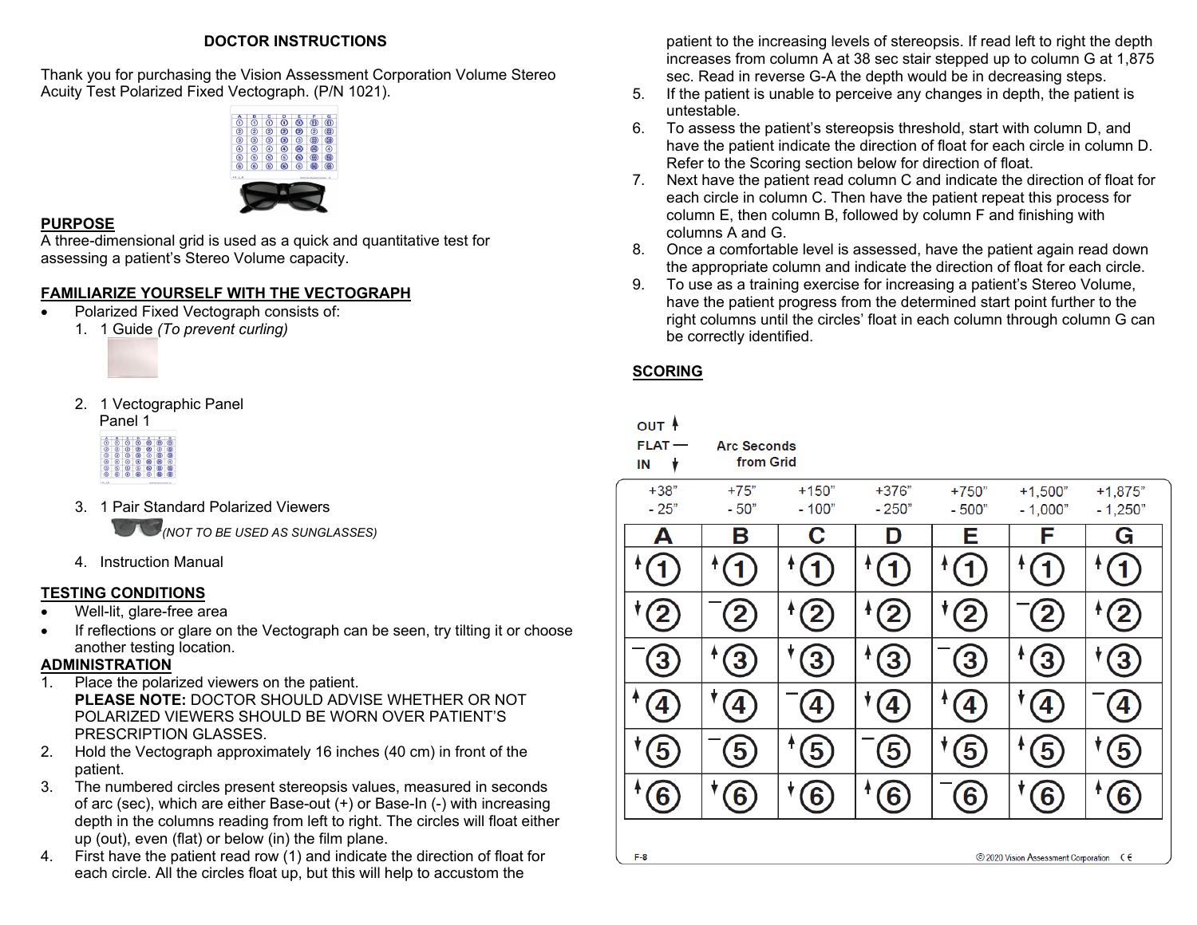# DOCTOR INSTRUCTIONS

Thank you for purchasing the Vision Assessment Corporation Volume Stereo Acuity Test Polarized Fixed Vectograph. (P/N 1021).

## PURPOSE

A three-dimensional grid is used as a quick and quantitative test for assessing a patient's Stereo Volume capacity.

## FAMILIARIZE YOURSELF WITH THE VECTOGRAPH

- Polarized Fixed Vectograph consists of:
  1. 1 Guide *(To prevent curling)*
  2. 1 Vectographic Panel
     Panel 1
  3. 1 Pair Standard Polarized Viewers
     *(NOT TO BE USED AS SUNGLASSES)*
  4. Instruction Manual

## TESTING CONDITIONS

- Well-lit, glare-free area
- If reflections or glare on the Vectograph can be seen, try tilting it or choose another testing location.

## ADMINISTRATION

1. Place the polarized viewers on the patient.
   **PLEASE NOTE:** DOCTOR SHOULD ADVISE WHETHER OR NOT POLARIZED VIEWERS SHOULD BE WORN OVER PATIENT'S PRESCRIPTION GLASSES.
2. Hold the Vectograph approximately 16 inches (40 cm) in front of the patient.
3. The numbered circles present stereopsis values, measured in seconds of arc (sec), which are either Base-out (+) or Base-In (-) with increasing depth in the columns reading from left to right. The circles will float either up (out), even (flat) or below (in) the film plane.
4. First have the patient read row (1) and indicate the direction of float for each circle. All the circles float up, but this will help to accustom the patient to the increasing levels of stereopsis. If read left to right the depth increases from column A at 38 sec stair stepped up to column G at 1,875 sec. Read in reverse G-A the depth would be in decreasing steps.
5. If the patient is unable to perceive any changes in depth, the patient is untestable.
6. To assess the patient's stereopsis threshold, start with column D, and have the patient indicate the direction of float for each circle in column D. Refer to the Scoring section below for direction of float.
7. Next have the patient read column C and indicate the direction of float for each circle in column C. Then have the patient repeat this process for column E, then column B, followed by column F and finishing with columns A and G.
8. Once a comfortable level is assessed, have the patient again read down the appropriate column and indicate the direction of float for each circle.
9. To use as a training exercise for increasing a patient's Stereo Volume, have the patient progress from the determined start point further to the right columns until the circles' float in each column through column G can be correctly identified.

## SCORING

OUT ↑
FLAT —
IN ↓

Arc Seconds from Grid

| +38" / - 25" | +75" / - 50" | +150" / - 100" | +376" / - 250" | +750" / - 500" | +1,500" / - 1,000" | +1,875" / - 1,250" |
|---|---|---|---|---|---|---|
| **A** | **B** | **C** | **D** | **E** | **F** | **G** |
| ↑ 1 | ↑ 1 | ↑ 1 | ↑ 1 | ↑ 1 | ↑ 1 | ↑ 1 |
| ↓ 2 | — 2 | ↑ 2 | ↑ 2 | ↓ 2 | — 2 | ↑ 2 |
| — 3 | ↑ 3 | ↓ 3 | ↑ 3 | — 3 | ↑ 3 | ↓ 3 |
| ↑ 4 | ↓ 4 | — 4 | ↓ 4 | ↑ 4 | ↓ 4 | — 4 |
| ↓ 5 | — 5 | ↑ 5 | — 5 | ↓ 5 | ↑ 5 | ↓ 5 |
| ↑ 6 | ↓ 6 | ↓ 6 | ↑ 6 | — 6 | ↓ 6 | ↑ 6 |

F-8 © 2020 Vision Assessment Corporation CE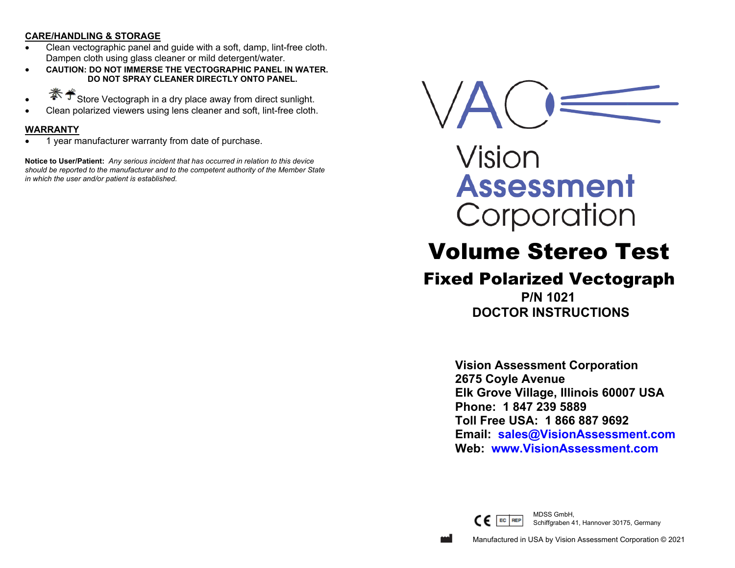## CARE/HANDLING & STORAGE

- Clean vectographic panel and guide with a soft, damp, lint-free cloth. Dampen cloth using glass cleaner or mild detergent/water.
- **CAUTION: DO NOT IMMERSE THE VECTOGRAPHIC PANEL IN WATER. DO NOT SPRAY CLEANER DIRECTLY ONTO PANEL.**
- Store Vectograph in a dry place away from direct sunlight.
- Clean polarized viewers using lens cleaner and soft, lint-free cloth.

## WARRANTY

- 1 year manufacturer warranty from date of purchase.

**Notice to User/Patient:** *Any serious incident that has occurred in relation to this device should be reported to the manufacturer and to the competent authority of the Member State in which the user and/or patient is established.*

VAC

Vision **Assessment** Corporation

# Volume Stereo Test

## Fixed Polarized Vectograph

**P/N 1021**

**DOCTOR INSTRUCTIONS**

**Vision Assessment Corporation**
**2675 Coyle Avenue**
**Elk Grove Village, Illinois 60007 USA**
**Phone: 1 847 239 5889**
**Toll Free USA: 1 866 887 9692**
**Email: sales@VisionAssessment.com**
**Web: www.VisionAssessment.com**

CE EC REP MDSS GmbH, Schiffgraben 41, Hannover 30175, Germany

Manufactured in USA by Vision Assessment Corporation © 2021